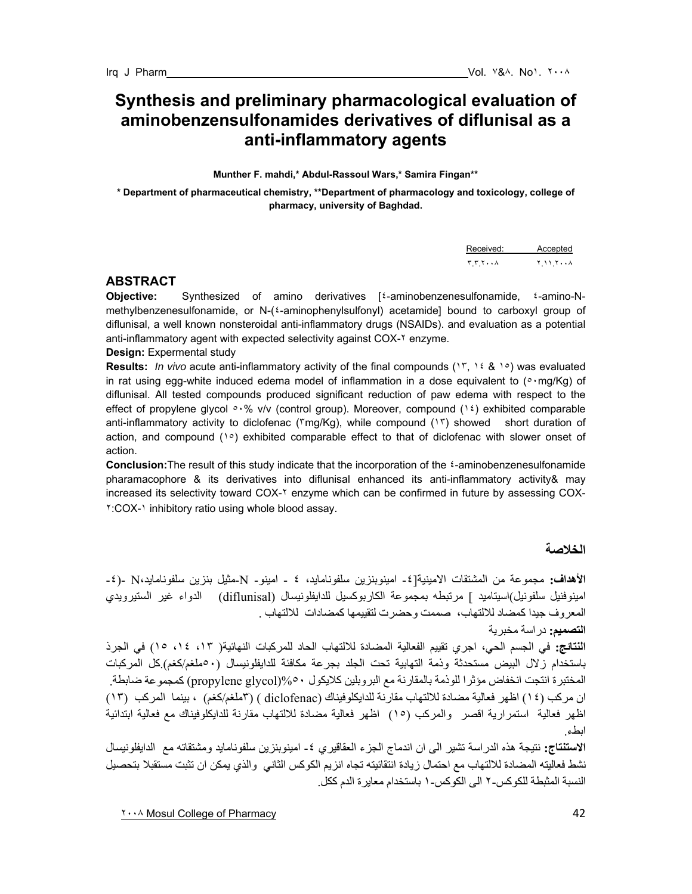# Synthesis and preliminary pharmacological evaluation of aminobenzensulfonamides derivatives of diflunisal as a anti-inflammatory agents

**Munther F. mahdi,\* Abdul-Rassoul Wars,\* Samira Fingan\*\***

**\* Department of pharmaceutical chemistry, \*\*Department of pharmacology and toxicology, college of pharmacy, university of Baghdad.**

| Received: | Accepted |
|---|---|
| ٣.٣.٢٠٠٨ | ٢.١١.٢٠٠٨ |

## ABSTRACT

**Objective:** Synthesized of amino derivatives [٤-aminobenzenesulfonamide, ٤-amino-N-methylbenzenesulfonamide, or N-(٤-aminophenylsulfonyl) acetamide] bound to carboxyl group of diflunisal, a well known nonsteroidal anti-inflammatory drugs (NSAIDs). and evaluation as a potential anti-inflammatory agent with expected selectivity against COX-٢ enzyme.

**Design:** Expermental study

**Results:** *In vivo* acute anti-inflammatory activity of the final compounds (١٣, ١٤ & ١٥) was evaluated in rat using egg-white induced edema model of inflammation in a dose equivalent to (٥٠mg/Kg) of diflunisal. All tested compounds produced significant reduction of paw edema with respect to the effect of propylene glycol ٥٠% v/v (control group). Moreover, compound (١٤) exhibited comparable anti-inflammatory activity to diclofenac (٣mg/Kg), while compound (١٣) showed short duration of action, and compound (١٥) exhibited comparable effect to that of diclofenac with slower onset of action.

**Conclusion:** The result of this study indicate that the incorporation of the ٤-aminobenzenesulfonamide pharamacophore & its derivatives into diflunisal enhanced its anti-inflammatory activity& may increased its selectivity toward COX-٢ enzyme which can be confirmed in future by assessing COX-٢:COX-١ inhibitory ratio using whole blood assay.

## الخلاصة

**الأهداف:** مجموعة من المشتقات الامينية[٤- امينوبنزين سلفونامايد، ٤ - امينو- N-مثيل بنزين سلفونامايد،N -(٤-امينوفنيل سلفونيل)اسيتاميد ] مرتبطه بمجموعة الكاربوكسيل للدايفلونيسال (diflunisal) الدواء غير الستيرويدي المعروف جيدا كمضاد للالتهاب، صممت وحضرت لتقييمها كمضادات للالتهاب .

**التصميم:** دراسة مختبرية

**النتائج:** في الجسم الحي، اجري تقييم الفعالية المضادة للالتهاب الحاد للمركبات النهائية( ١٣، ١٤، ١٥) في الجرذ باستخدام زلال البيض مستحدثة وذمة التهابية تحت الجلد بجرعة مكافئة للدايفلونيسال (٥٠ملغم/كغم).كل المركبات المختبرة انتجت انخفاض مؤثرا للوذمة بالمقارنة مع البروبلين كلايكول ٥٠%(propylene glycol) كمجموعة ضابطة. ان مركب (١٤) اظهر فعالية مضادة للالتهاب مقارنة للدايكلوفيناك (diclofenac ) (٣ملغم/كغم) ، بينما المركب (١٣) اظهر فعالية استمرارية اقصر والمركب (١٥) اظهر فعالية مضادة للالتهاب مقارنة للدايكلوفيناك مع فعالية ابتدائية ابطء.

**الاستنتاج:** نتيجة هذه الدراسة تشير الى ان اندماج الجزء العقاقيري ٤- امينوبنزين سلفونامايد ومشتقاته مع الدايفلونيسال نشط فعاليته المضادة للالتهاب مع احتمال زيادة انتقائيته تجاه انزيم الكوكس الثاني والذي يمكن ان تثبت مستقبلا بتحصيل النسبة المثبطة للكوكس-٢ الى الكوكس-١ باستخدام معايرة الدم ككل.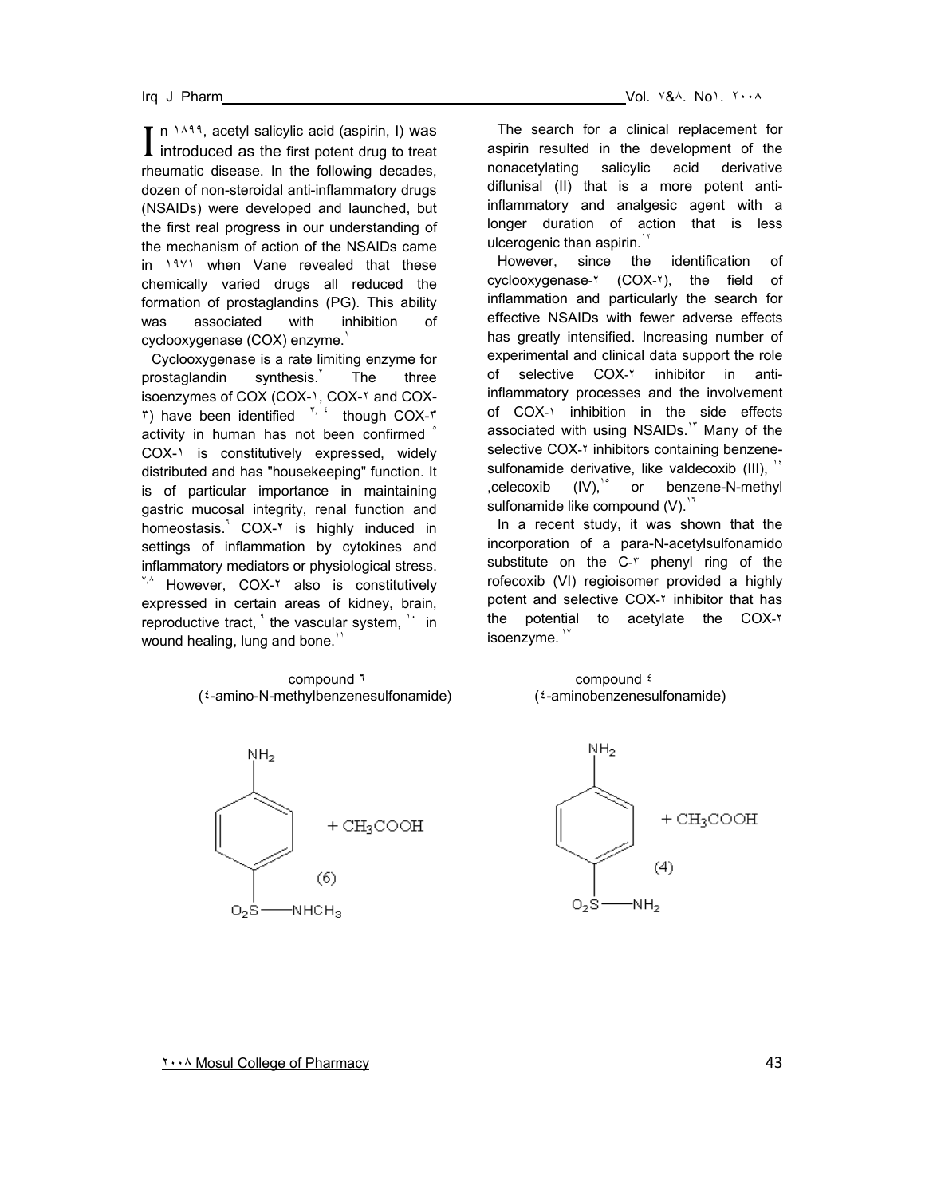In ١٨٩٩, acetyl salicylic acid (aspirin, I) was introduced as the first potent drug to treat rheumatic disease. In the following decades, dozen of non-steroidal anti-inflammatory drugs (NSAIDs) were developed and launched, but the first real progress in our understanding of the mechanism of action of the NSAIDs came in ١٩٧١ when Vane revealed that these chemically varied drugs all reduced the formation of prostaglandins (PG). This ability was associated with inhibition of cyclooxygenase (COX) enzyme.[١]

Cyclooxygenase is a rate limiting enzyme for prostaglandin synthesis.[٢] The three isoenzymes of COX (COX-١, COX-٢ and COX-٣) have been identified [٣,٤] though COX-٣ activity in human has not been confirmed [٥] COX-١ is constitutively expressed, widely distributed and has "housekeeping" function. It is of particular importance in maintaining gastric mucosal integrity, renal function and homeostasis.[٦] COX-٢ is highly induced in settings of inflammation by cytokines and inflammatory mediators or physiological stress.[٧,٨] However, COX-٢ also is constitutively expressed in certain areas of kidney, brain, reproductive tract,[٩] the vascular system,[١٠] in wound healing, lung and bone.[١١]

The search for a clinical replacement for aspirin resulted in the development of the nonacetylating salicylic acid derivative diflunisal (II) that is a more potent anti-inflammatory and analgesic agent with a longer duration of action that is less ulcerogenic than aspirin.[١٢]

However, since the identification of cyclooxygenase-٢ (COX-٢), the field of inflammation and particularly the search for effective NSAIDs with fewer adverse effects has greatly intensified. Increasing number of experimental and clinical data support the role of selective COX-٢ inhibitor in anti-inflammatory processes and the involvement of COX-١ inhibition in the side effects associated with using NSAIDs.[١٣] Many of the selective COX-٢ inhibitors containing benzene-sulfonamide derivative, like valdecoxib (III),[١٤] ,celecoxib (IV),[١٥] or benzene-N-methyl sulfonamide like compound (V).[١٦]

In a recent study, it was shown that the incorporation of a para-N-acetylsulfonamido substitute on the C-٣ phenyl ring of the rofecoxib (VI) regioisomer provided a highly potent and selective COX-٢ inhibitor that has the potential to acetylate the COX-٢ isoenzyme.[١٧]

compound ٦ (٤-amino-N-methylbenzenesulfonamide)

$NH_2$ / $O_2S$—$NHCH_3$ (6) + $CH_3COOH$

compound ٤ (٤-aminobenzenesulfonamide)

$NH_2$ / $O_2S$—$NH_2$ (4) + $CH_3COOH$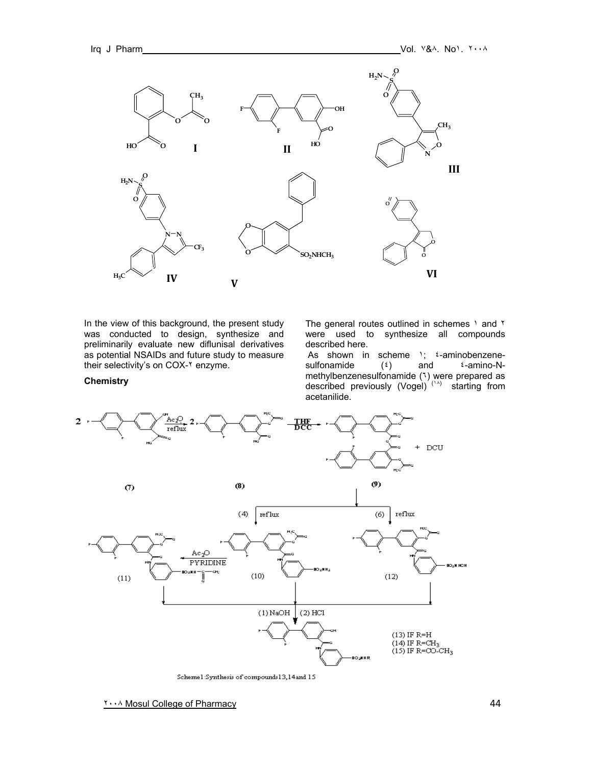I II III

IV V VI

In the view of this background, the present study was conducted to design, synthesize and preliminarily evaluate new diflunisal derivatives as potential NSAIDs and future study to measure their selectivity's on COX-٢ enzyme.

**Chemistry**

The general routes outlined in schemes ١ and ٢ were used to synthesize all compounds described here.

As shown in scheme ١; ٤-aminobenzene-sulfonamide (٤) and ٤-amino-N-methylbenzenesulfonamide (٦) were prepared as described previously (Vogel) [١٨] starting from acetanilide.

(7) (8) (9)

(13) IF R=H
(14) IF R=$CH_3$
(15) IF R=CO-$CH_3$

Scheme1 :Synthesis of compounds13,14and 15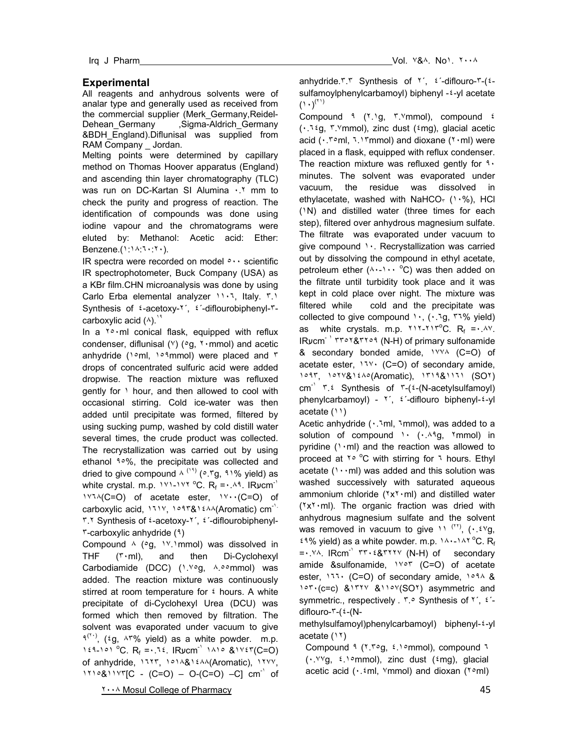## Experimental

All reagents and anhydrous solvents were of analar type and generally used as received from the commercial supplier (Merk_Germany,Reidel-Dehean_Germany ,Sigma-Aldrich_Germany &BDH_England).Diflunisal was supplied from RAM Company _ Jordan.

Melting points were determined by capillary method on Thomas Hoover apparatus (England) and ascending thin layer chromatography (TLC) was run on DC-Kartan SI Alumina ۰.۲ mm to check the purity and progress of reaction. The identification of compounds was done using iodine vapour and the chromatograms were eluted by: Methanol: Acetic acid: Ether: Benzene.(۱:۱۸:٦۰:۲۰).

IR spectra were recorded on model ٥۰۰ scientific IR spectrophotometer, Buck Company (USA) as a KBr film.CHN microanalysis was done by using Carlo Erba elemental analyzer ۱۱۰٦, Italy. ۳.۱ Synthesis of ٤-acetoxy-۲´, ٤´-diflourobiphenyl-۳-carboxylic acid (۸).[۱۹]

In a ۲٥۰ml conical flask, equipped with reflux condenser, diflunisal (۷) (٥g, ۲۰mmol) and acetic anhydride (۱٥ml, ۱٥۹mmol) were placed and ۳ drops of concentrated sulfuric acid were added dropwise. The reaction mixture was refluxed gently for ۱ hour, and then allowed to cool with occasional stirring. Cold ice-water was then added until precipitate was formed, filtered by using sucking pump, washed by cold distill water several times, the crude product was collected. The recrystallization was carried out by using ethanol ۹٥%, the precipitate was collected and dried to give compound ۸ [۱۹] (٥.۳g, ۹۱% yield) as white crystal. m.p. ۱۷۱-۱۷۲ °C. $R_f$ =۰.۸۹. IRυcm⁻¹ ۱۷٦۸(C=O) of acetate ester, ۱۷۰۰(C=O) of carboxylic acid, ۱٦۱۷, ۱٥۹۳&۱٤۸۸(Aromatic) cm⁻¹. ۳.۲ Synthesis of ٤-acetoxy-۲´, ٤´-diflourobiphenyl-۳-carboxylic anhydride (۹)

Compound ۸ (٥g, ۱۷.۱mmol) was dissolved in THF (۳۰ml), and then Di-Cyclohexyl Carbodiamide (DCC) (۱.۷٥g, ۸.٥٥mmol) was added. The reaction mixture was continuously stirred at room temperature for ٤ hours. A white precipitate of di-Cyclohexyl Urea (DCU) was formed which then removed by filtration. The solvent was evaporated under vacuum to give ۹[۲۰], (٤g, ۸۳% yield) as a white powder. m.p. ۱٤۹-۱٥۱ °C. $R_f$ =۰.٦٤. IRυcm⁻¹ ۱۸۱٥ &۱۷٤۳(C=O) of anhydride, ۱٦۲۳, ۱٥۱۸&۱٤۸۸(Aromatic), ۱۲۷۷, ۱۲۱٥&۱۱۷۳[C - (C=O) – O-(C=O) –C] cm⁻¹ of anhydride.۳.۳ Synthesis of ۲´, ٤´-diflouro-۳-(٤-sulfamoylphenylcarbamoyl) biphenyl -٤-yl acetate (۱۰)[۲۱]

Compound ۹ (۲.۱g, ۳.۷mmol), compound ٤ (۰.٦٤g, ۳.۷mmol), zinc dust (٤mg), glacial acetic acid (۰.۳٥ml, ٦.۱۳mmol) and dioxane (۲۰ml) were placed in a flask, equipped with reflux condenser. The reaction mixture was refluxed gently for ۹۰ minutes. The solvent was evaporated under vacuum, the residue was dissolved in ethylacetate, washed with $NaHCO_3$ (۱۰%), HCl (۱N) and distilled water (three times for each step), filtered over anhydrous magnesium sulfate. The filtrate was evaporated under vacuum to give compound ۱۰. Recrystallization was carried out by dissolving the compound in ethyl acetate, petroleum ether (۸۰-۱۰۰ °C) was then added on the filtrate until turbidity took place and it was kept in cold place over night. The mixture was filtered while cold and the precipitate was collected to give compound ۱۰, (۰.٦g, ۳٦% yield) as white crystals. m.p. ۲۱۲-۲۱۳°C. $R_f$ =۰.۸۷. IRυcm⁻¹ ۳۳٥۲&۳۲٥۹ (N-H) of primary sulfonamide & secondary bonded amide, ۱۷۷۸ (C=O) of acetate ester, ۱٦۷۰ (C=O) of secondary amide, ۱٥۹۳, ۱٥۲۷&۱٤۸٥(Aromatic), ۱۳۱۹&۱۱٦۱ ($SO_2$) cm⁻¹ ۳.٤ Synthesis of ۳-(٤-(N-acetylsulfamoyl) phenylcarbamoyl) - ۲´, ٤´-diflouro biphenyl-٤-yl acetate (۱۱)

Acetic anhydride (۰.٦ml, ٦mmol), was added to a solution of compound ۱۰ (۰.۸۹g, ۲mmol) in pyridine (۱۰ml) and the reaction was allowed to proceed at ۲٥ °C with stirring for ٦ hours. Ethyl acetate (۱۰۰ml) was added and this solution was washed successively with saturated aqueous ammonium chloride (۲x۲۰ml) and distilled water (۲x۲۰ml). The organic fraction was dried with anhydrous magnesium sulfate and the solvent was removed in vacuum to give ۱۱ [۲۲], (۰.٤۷g, ٤۹% yield) as a white powder. m.p. ۱۸۰-۱۸۲ °C. $R_f$ =۰.۷۸. IRcm⁻¹ ۳۳۰٤&۳۲۲۷ (N-H) of secondary amide &sulfonamide, ۱۷٥۳ (C=O) of acetate ester, ۱٦٦۰ (C=O) of secondary amide, ۱٥۹۸ & ۱٥۳۰(c=c) &۱۳۲۷ &۱۱٥۷($SO_2$) asymmetric and symmetric., respectively . ۳.٥ Synthesis of ۲´, ٤´-diflouro-۳-(٤-(N-methylsulfamoyl)phenylcarbamoyl) biphenyl-٤-yl acetate (۱۲)

Compound ۹ (۲.۳٥g, ٤.۱٥mmol), compound ٦ (۰.۷۷g, ٤.۱٥mmol), zinc dust (٤mg), glacial acetic acid (۰.٤ml, ۷mmol) and dioxan (۲٥ml)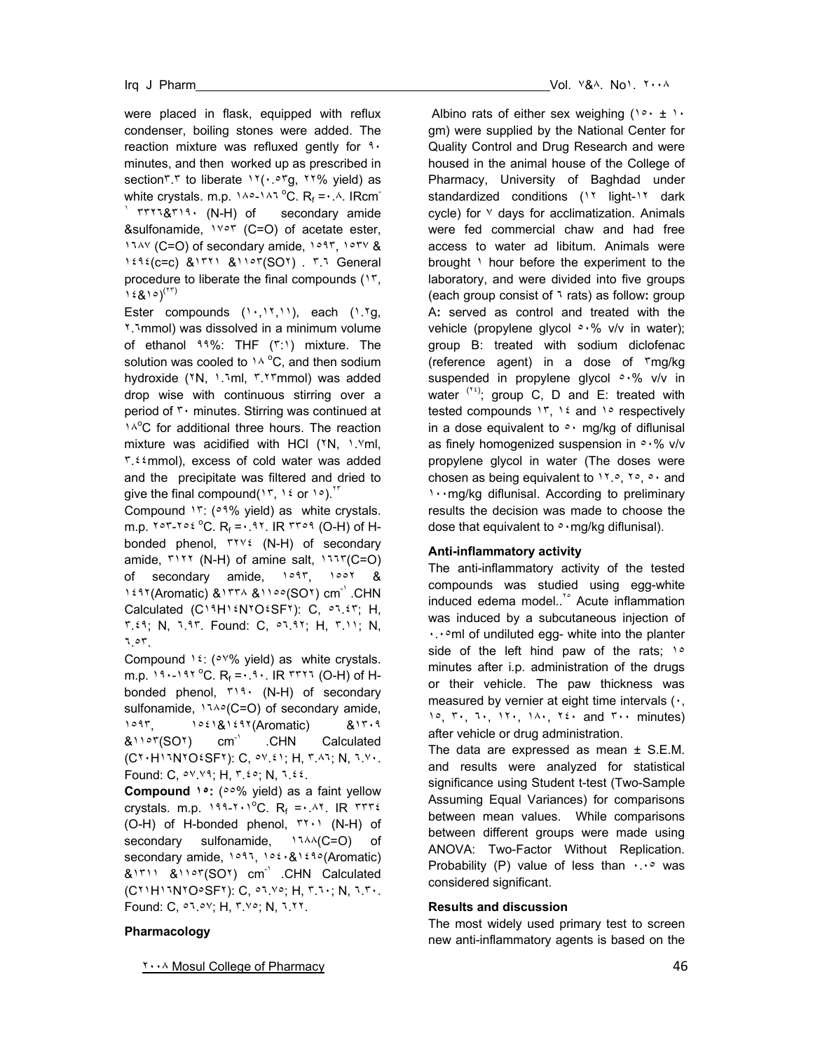were placed in flask, equipped with reflux condenser, boiling stones were added. The reaction mixture was refluxed gently for ٩٠ minutes, and then worked up as prescribed in section٣.٣ to liberate ١٢(٠.٥٣g, ٢٢% yield) as white crystals. m.p. ١٨٥-١٨٦ °C. $R_f$ =٠.٨. IRcm⁻¹ ٣٣٢٦&٣١٩٠ (N-H) of secondary amide &sulfonamide, ١٧٥٣ (C=O) of acetate ester, ١٦٨٧ (C=O) of secondary amide, ١٥٩٣, ١٥٣٧ & ١٤٩٤(c=c) &١٣٢١ &١١٥٣(SO٢) . ٣.٦ General procedure to liberate the final compounds (١٣, ١٤&١٥)[١٣]

Ester compounds (١٠,١٢,١١), each (١.٢g, ٢.٦mmol) was dissolved in a minimum volume of ethanol ٩٩%: THF (٣:١) mixture. The solution was cooled to ١٨ °C, and then sodium hydroxide (٢N, ١.٦ml, ٣.٢٣mmol) was added drop wise with continuous stirring over a period of ٣٠ minutes. Stirring was continued at ١٨°C for additional three hours. The reaction mixture was acidified with HCl (٢N, ١.٧ml, ٣.٤٤mmol), excess of cold water was added and the precipitate was filtered and dried to give the final compound(١٣, ١٤ or ١٥).[٢٣]

Compound ١٣: (٥٩% yield) as white crystals. m.p. ٢٥٣-٢٥٤ °C. $R_f$ =٠.٩٢. IR ٣٣٥٩ (O-H) of H-bonded phenol, ٣٢٧٤ (N-H) of secondary amide, ٣١٢٢ (N-H) of amine salt, ١٦٦٣(C=O) of secondary amide, ١٥٩٣, ١٥٥٢ & ١٤٩٢(Aromatic) &١٣٣٨ &١١٥٥(SO٢) cm⁻¹ .CHN Calculated (C١٩H١٤N٢O٤SF٢): C, ٥٦.٤٣; H, ٣.٤٩; N, ٦.٩٣. Found: C, ٥٦.٩٢; H, ٣.١١; N, ٦.٥٣.

Compound ١٤: (٥٧% yield) as white crystals. m.p. ١٩٠-١٩٢ °C. $R_f$ =٠.٩٠. IR ٣٣٢٦ (O-H) of H-bonded phenol, ٣١٩٠ (N-H) of secondary sulfonamide, ١٦٨٥(C=O) of secondary amide, ١٥٩٣, ١٥٤١&١٤٩٢(Aromatic) &١٣٠٩ &١١٥٣(SO٢) cm⁻¹ .CHN Calculated (C٢٠H١٦N٢O٤SF٢): C, ٥٧.٤١; H, ٣.٨٦; N, ٦.٧٠. Found: C, ٥٧.٧٩; H, ٣.٤٥; N, ٦.٤٤.

**Compound ١٥:** (٥٥% yield) as a faint yellow crystals. m.p. ١٩٩-٢٠١°C. $R_f$ =٠.٨٢. IR ٣٣٣٤ (O-H) of H-bonded phenol, ٣٢٠١ (N-H) of secondary sulfonamide, ١٦٨٨(C=O) of secondary amide, ١٥٩٦, ١٥٤٠&١٤٩٥(Aromatic) &١٣١١ &١١٥٣(SO٢) cm⁻¹ .CHN Calculated (C٢١H١٦N٢O٥SF٢): C, ٥٦.٧٥; H, ٣.٦٠; N, ٦.٣٠. Found: C, ٥٦.٥٧; H, ٣.٧٥; N, ٦.٢٢.

**Pharmacology**

Albino rats of either sex weighing (١٥٠ ± ١٠ gm) were supplied by the National Center for Quality Control and Drug Research and were housed in the animal house of the College of Pharmacy, University of Baghdad under standardized conditions (١٢ light-١٢ dark cycle) for ٧ days for acclimatization. Animals were fed commercial chaw and had free access to water ad libitum. Animals were brought ١ hour before the experiment to the laboratory, and were divided into five groups (each group consist of ٦ rats) as follow**:** group A**:** served as control and treated with the vehicle (propylene glycol ٥٠% v/v in water); group B: treated with sodium diclofenac (reference agent) in a dose of ٣mg/kg suspended in propylene glycol ٥٠% v/v in water [٢٤]; group C, D and E: treated with tested compounds ١٣, ١٤ and ١٥ respectively in a dose equivalent to ٥٠ mg/kg of diflunisal as finely homogenized suspension in ٥٠% v/v propylene glycol in water (The doses were chosen as being equivalent to ١٢.٥, ٢٥, ٥٠ and ١٠٠mg/kg diflunisal. According to preliminary results the decision was made to choose the dose that equivalent to ٥٠mg/kg diflunisal).

**Anti-inflammatory activity**

The anti-inflammatory activity of the tested compounds was studied using egg-white induced edema model..[٢٥] Acute inflammation was induced by a subcutaneous injection of ٠.٠٥ml of undiluted egg- white into the planter side of the left hind paw of the rats; ١٥ minutes after i.p. administration of the drugs or their vehicle. The paw thickness was measured by vernier at eight time intervals (٠, ١٥, ٣٠, ٦٠, ١٢٠, ١٨٠, ٢٤٠ and ٣٠٠ minutes) after vehicle or drug administration.

The data are expressed as mean ± S.E.M. and results were analyzed for statistical significance using Student t-test (Two-Sample Assuming Equal Variances) for comparisons between mean values. While comparisons between different groups were made using ANOVA: Two-Factor Without Replication. Probability (P) value of less than ٠.٠٥ was considered significant.

**Results and discussion**

The most widely used primary test to screen new anti-inflammatory agents is based on the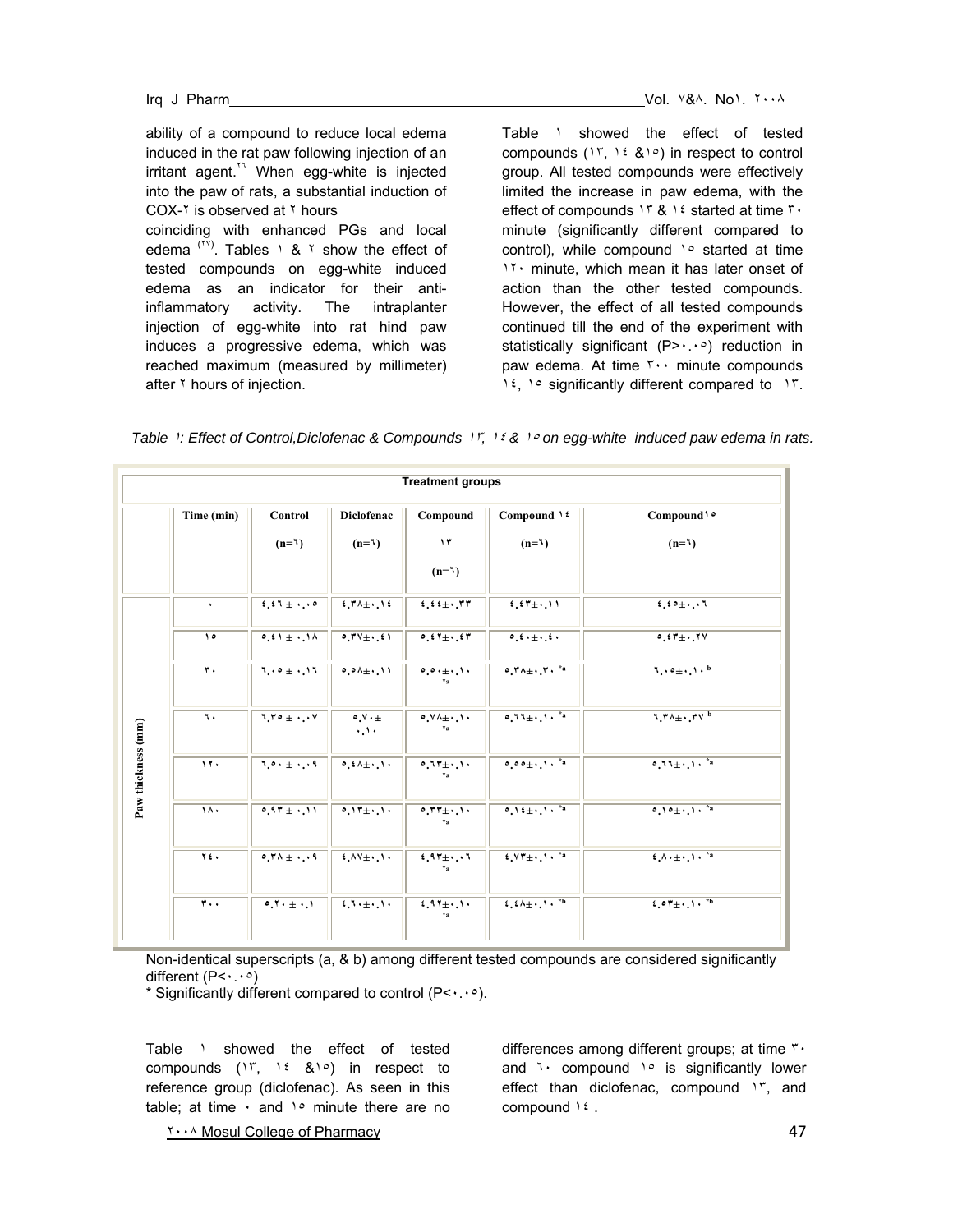ability of a compound to reduce local edema induced in the rat paw following injection of an irritant agent.[٢٦] When egg-white is injected into the paw of rats, a substantial induction of COX-٢ is observed at ٢ hours coinciding with enhanced PGs and local edema [٢٧]. Tables ١ & ٢ show the effect of tested compounds on egg-white induced edema as an indicator for their anti-inflammatory activity. The intraplanter injection of egg-white into rat hind paw induces a progressive edema, which was reached maximum (measured by millimeter) after ٢ hours of injection.

Table ١ showed the effect of tested compounds (١٣, ١٤ &١٥) in respect to control group. All tested compounds were effectively limited the increase in paw edema, with the effect of compounds ١٣ & ١٤ started at time ٣٠ minute (significantly different compared to control), while compound ١٥ started at time ١٢٠ minute, which mean it has later onset of action than the other tested compounds. However, the effect of all tested compounds continued till the end of the experiment with statistically significant (P>٠.٠٥) reduction in paw edema. At time ٣٠٠ minute compounds ١٤, ١٥ significantly different compared to ١٣.

*Table ١: Effect of Control,Diclofenac & Compounds ١٣, ١٤ & ١٥ on egg-white induced paw edema in rats.*

| | Treatment groups | | | | | |
|---|---|---|---|---|---|---|
| | Time (min) | Control (n=٦) | Diclofenac (n=٦) | Compound ١٣ (n=٦) | Compound ١٤ (n=٦) | Compound١٥ (n=٦) |
| Paw thickness (mm) | ٠ | ٤.٤٦ ± ٠.٠٥ | ٤.٣٨±٠.١٤ | ٤.٤٤±٠.٣٣ | ٤.٤٣±٠.١١ | ٤.٤٥±٠.٠٦ |
| | ١٥ | ٥.٤١ ± ٠.١٨ | ٥.٣٧±٠.٤١ | ٥.٤٢±٠.٤٣ | ٥.٤٠±٠.٤٠ | ٥.٤٣±٠.٢٧ |
| | ٣٠ | ٦.٠٥ ± ٠.١٦ | ٥.٥٨±٠.١١ | ٥.٥٠±٠.١٠ *a | ٥.٣٨±٠.٣٠ *a | ٦.٠٥±٠.١٠ b |
| | ٦٠ | ٦.٣٥ ± ٠.٠٧ | ٥.٧٠± ٠.١٠ | ٥.٧٨±٠.١٠ *a | ٥.٦٦±٠.١٠ *a | ٦.٣٨±٠.٣٧ b |
| | ١٢٠ | ٦.٥٠ ± ٠.٠٩ | ٥.٤٨±٠.١٠ | ٥.٦٣±٠.١٠ *a | ٥.٥٥±٠.١٠ *a | ٥.٦٦±٠.١٠ *a |
| | ١٨٠ | ٥.٩٣ ± ٠.١١ | ٥.١٣±٠.١٠ | ٥.٣٣±٠.١٠ *a | ٥.١٤±٠.١٠ *a | ٥.١٥±٠.١٠ *a |
| | ٢٤٠ | ٥.٣٨ ± ٠.٠٩ | ٤.٨٧±٠.١٠ | ٤.٩٣±٠.٠٦ *a | ٤.٧٣±٠.١٠ *a | ٤.٨٠±٠.١٠ *a |
| | ٣٠٠ | ٥.٢٠ ± ٠.١ | ٤.٦٠±٠.١٠ | ٤.٩٢±٠.١٠ *a | ٤.٤٨±٠.١٠ *b | ٤.٥٣±٠.١٠ *b |

Non-identical superscripts (a, & b) among different tested compounds are considered significantly different (P<٠.٠٥)

* Significantly different compared to control (P<٠.٠٥).

Table ١ showed the effect of tested compounds (١٣, ١٤ &١٥) in respect to reference group (diclofenac). As seen in this table; at time ٠ and ١٥ minute there are no differences among different groups; at time ٣٠ and ٦٠ compound ١٥ is significantly lower effect than diclofenac, compound ١٣, and compound ١٤ .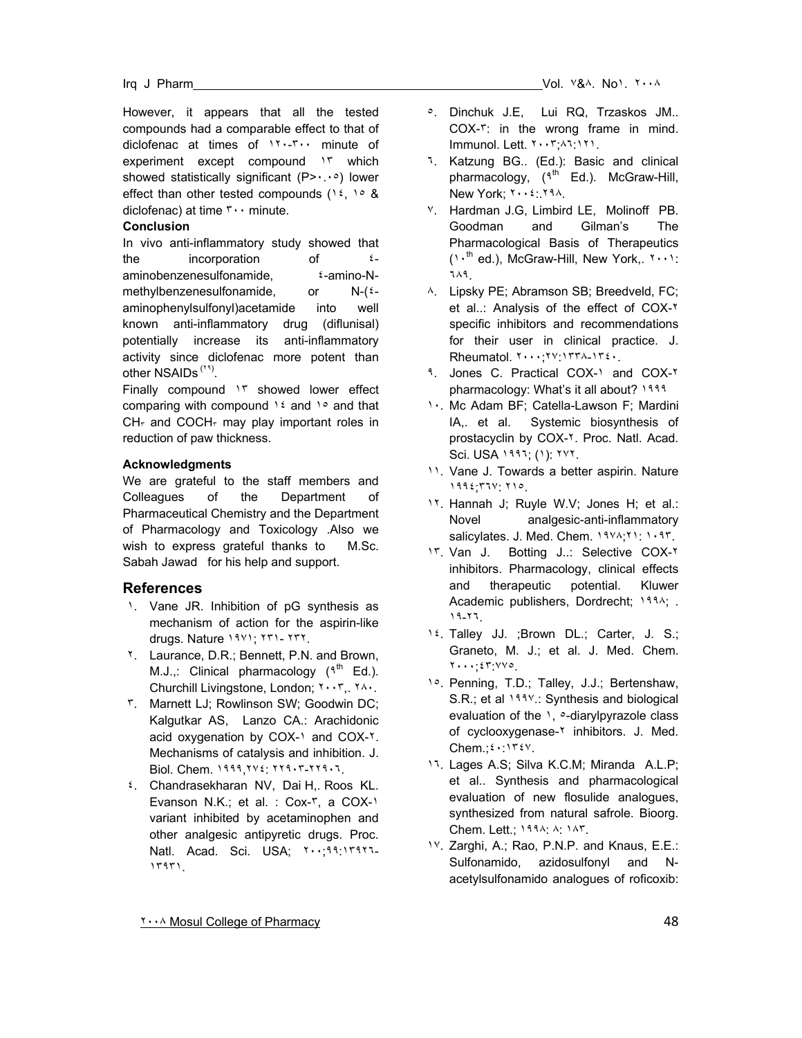However, it appears that all the tested compounds had a comparable effect to that of diclofenac at times of ١٢٠-٣٠٠ minute of experiment except compound ١٣ which showed statistically significant (P>٠.٠٥) lower effect than other tested compounds (١٤, ١٥ & diclofenac) at time ٣٠٠ minute.

**Conclusion**

In vivo anti-inflammatory study showed that the incorporation of ٤-aminobenzenesulfonamide, ٤-amino-N-methylbenzenesulfonamide, or N-(٤-aminophenylsulfonyl)acetamide into well known anti-inflammatory drug (diflunisal) potentially increase its anti-inflammatory activity since diclofenac more potent than other NSAIDs [٢١].

Finally compound ١٣ showed lower effect comparing with compound ١٤ and ١٥ and that $CH_3$ and $COCH_3$ may play important roles in reduction of paw thickness.

**Acknowledgments**

We are grateful to the staff members and Colleagues of the Department of Pharmaceutical Chemistry and the Department of Pharmacology and Toxicology .Also we wish to express grateful thanks to M.Sc. Sabah Jawad for his help and support.

## References

١. Vane JR. Inhibition of pG synthesis as mechanism of action for the aspirin-like drugs. Nature ١٩٧١; ٢٣١- ٢٣٢.
٢. Laurance, D.R.; Bennett, P.N. and Brown, M.J.,: Clinical pharmacology (٩th Ed.). Churchill Livingstone, London; ٢٠٠٣,. ٢٨٠.
٣. Marnett LJ; Rowlinson SW; Goodwin DC; Kalgutkar AS, Lanzo CA.: Arachidonic acid oxygenation by COX-١ and COX-٢. Mechanisms of catalysis and inhibition. J. Biol. Chem. ١٩٩٩,٢٧٤: ٢٢٩٠٣-٢٢٩٠٦.
٤. Chandrasekharan NV, Dai H,. Roos KL. Evanson N.K.; et al. : Cox-٣, a COX-١ variant inhibited by acetaminophen and other analgesic antipyretic drugs. Proc. Natl. Acad. Sci. USA; ٢٠٠;٩٩:١٣٩٢٦-١٣٩٣١.
٥. Dinchuk J.E, Lui RQ, Trzaskos JM.. COX-٣: in the wrong frame in mind. Immunol. Lett. ٢٠٠٣;٨٦:١٢١.
٦. Katzung BG.. (Ed.): Basic and clinical pharmacology, (٩th Ed.). McGraw-Hill, New York; ٢٠٠٤:.٢٩٨.
٧. Hardman J.G, Limbird LE, Molinoff PB. Goodman and Gilman's The Pharmacological Basis of Therapeutics (١٠th ed.), McGraw-Hill, New York,. ٢٠٠١: ٦٨٩.
٨. Lipsky PE; Abramson SB; Breedveld, FC; et al..: Analysis of the effect of COX-٢ specific inhibitors and recommendations for their user in clinical practice. J. Rheumatol. ٢٠٠٠;٢٧:١٣٣٨-١٣٤٠.
٩. Jones C. Practical COX-١ and COX-٢ pharmacology: What's it all about? ١٩٩٩
١٠. Mc Adam BF; Catella-Lawson F; Mardini IA,. et al. Systemic biosynthesis of prostacyclin by COX-٢. Proc. Natl. Acad. Sci. USA ١٩٩٦; (١): ٢٧٢.
١١. Vane J. Towards a better aspirin. Nature ١٩٩٤;٣٦٧: ٢١٥.
١٢. Hannah J; Ruyle W.V; Jones H; et al.: Novel analgesic-anti-inflammatory salicylates. J. Med. Chem. ١٩٧٨;٢١: ١٠٩٣.
١٣. Van J. Botting J..: Selective COX-٢ inhibitors. Pharmacology, clinical effects and therapeutic potential. Kluwer Academic publishers, Dordrecht; ١٩٩٨; . ١٩-٢٦.
١٤. Talley JJ. ;Brown DL.; Carter, J. S.; Graneto, M. J.; et al. J. Med. Chem. ٢٠٠٠;٤٣:٧٧٥.
١٥. Penning, T.D.; Talley, J.J.; Bertenshaw, S.R.; et al ١٩٩٧.: Synthesis and biological evaluation of the ١, ٥-diarylpyrazole class of cyclooxygenase-٢ inhibitors. J. Med. Chem.;٤٠:١٣٤٧.
١٦. Lages A.S; Silva K.C.M; Miranda A.L.P; et al.. Synthesis and pharmacological evaluation of new flosulide analogues, synthesized from natural safrole. Bioorg. Chem. Lett.; ١٩٩٨: ٨: ١٨٣.
١٧. Zarghi, A.; Rao, P.N.P. and Knaus, E.E.: Sulfonamido, azidosulfonyl and N-acetylsulfonamido analogues of roficoxib: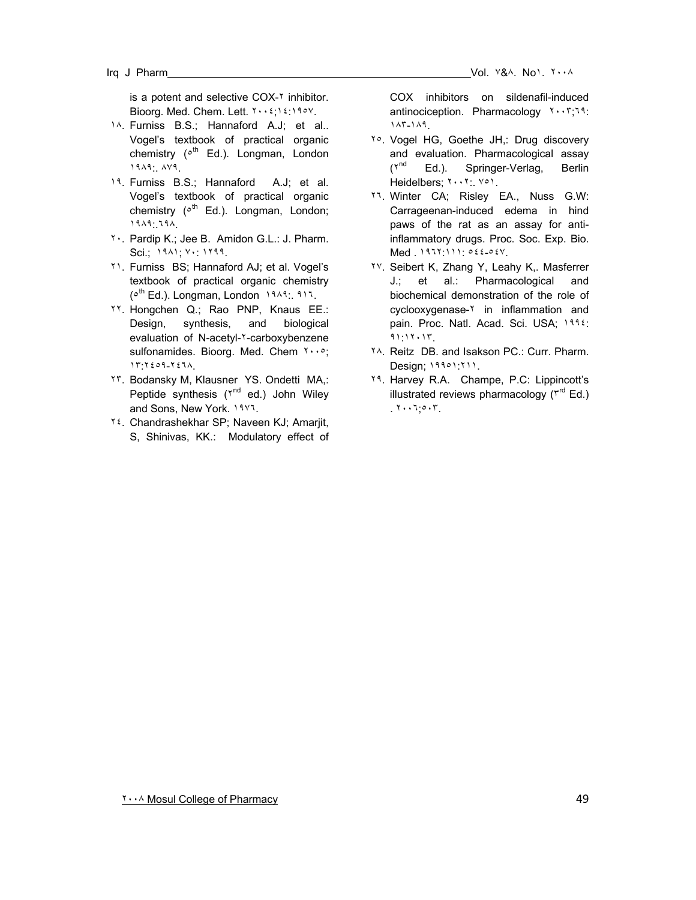is a potent and selective COX-٢ inhibitor. Bioorg. Med. Chem. Lett. ٢٠٠٤;١٤:١٩٥٧.

١٨. Furniss B.S.; Hannaford A.J; et al.. Vogel's textbook of practical organic chemistry (٥th Ed.). Longman, London ١٩٨٩:. ٨٧٩.

١٩. Furniss B.S.; Hannaford A.J; et al. Vogel's textbook of practical organic chemistry (٥th Ed.). Longman, London; ١٩٨٩:.٦٩٨.

٢٠. Pardip K.; Jee B. Amidon G.L.: J. Pharm. Sci.; ١٩٨١; ٧٠: ١٢٩٩.

٢١. Furniss BS; Hannaford AJ; et al. Vogel's textbook of practical organic chemistry (٥th Ed.). Longman, London ١٩٨٩:. ٩١٦.

٢٢. Hongchen Q.; Rao PNP, Knaus EE.: Design, synthesis, and biological evaluation of N-acetyl-٢-carboxybenzene sulfonamides. Bioorg. Med. Chem ٢٠٠٥; ١٣:٢٤٥٩-٢٤٦٨.

٢٣. Bodansky M, Klausner YS. Ondetti MA,: Peptide synthesis (٢nd ed.) John Wiley and Sons, New York. ١٩٧٦.

٢٤. Chandrashekhar SP; Naveen KJ; Amarjit, S, Shinivas, KK.: Modulatory effect of COX inhibitors on sildenafil-induced antinociception. Pharmacology ٢٠٠٣;٦٩: ١٨٣-١٨٩.

٢٥. Vogel HG, Goethe JH,: Drug discovery and evaluation. Pharmacological assay (٢nd Ed.). Springer-Verlag, Berlin Heidelbers; ٢٠٠٢:. ٧٥١.

٢٦. Winter CA; Risley EA., Nuss G.W: Carrageenan-induced edema in hind paws of the rat as an assay for anti-inflammatory drugs. Proc. Soc. Exp. Bio. Med . ١٩٦٢:١١١: ٥٤٤-٥٤٧.

٢٧. Seibert K, Zhang Y, Leahy K,. Masferrer J.; et al.: Pharmacological and biochemical demonstration of the role of cyclooxygenase-٢ in inflammation and pain. Proc. Natl. Acad. Sci. USA; ١٩٩٤: ٩١:١٢٠١٣.

٢٨. Reitz DB. and Isakson PC.: Curr. Pharm. Design; ١٩٩٥١:٢١١.

٢٩. Harvey R.A. Champe, P.C: Lippincott's illustrated reviews pharmacology (٣rd Ed.) . ٢٠٠٦;٥٠٣.